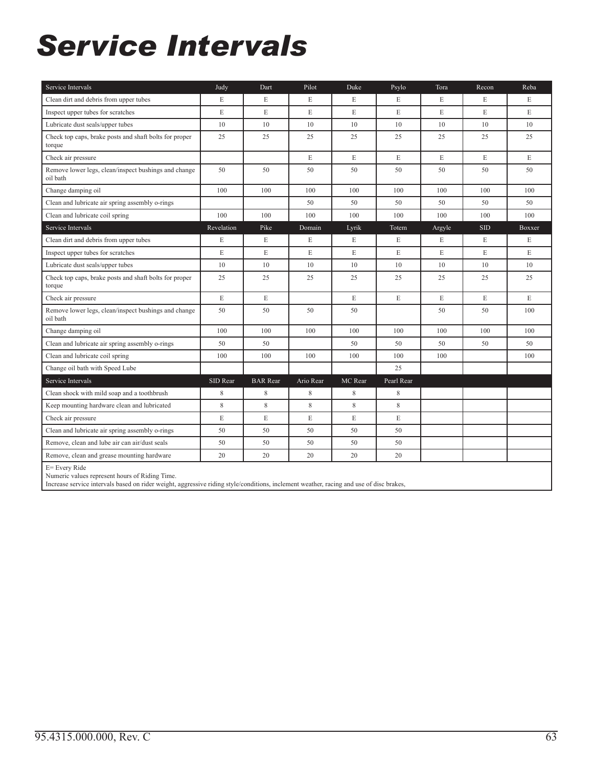# Service Intervals

| Service Intervals | Judy | Dart | Pilot | Duke | Psylo | Tora | Recon | Reba |
|---|---|---|---|---|---|---|---|---|
| Clean dirt and debris from upper tubes | E | E | E | E | E | E | E | E |
| Inspect upper tubes for scratches | E | E | E | E | E | E | E | E |
| Lubricate dust seals/upper tubes | 10 | 10 | 10 | 10 | 10 | 10 | 10 | 10 |
| Check top caps, brake posts and shaft bolts for proper torque | 25 | 25 | 25 | 25 | 25 | 25 | 25 | 25 |
| Check air pressure | | | E | E | E | E | E | E |
| Remove lower legs, clean/inspect bushings and change oil bath | 50 | 50 | 50 | 50 | 50 | 50 | 50 | 50 |
| Change damping oil | 100 | 100 | 100 | 100 | 100 | 100 | 100 | 100 |
| Clean and lubricate air spring assembly o-rings | | | 50 | 50 | 50 | 50 | 50 | 50 |
| Clean and lubricate coil spring | 100 | 100 | 100 | 100 | 100 | 100 | 100 | 100 |
| **Service Intervals** | **Revelation** | **Pike** | **Domain** | **Lyrik** | **Totem** | **Argyle** | **SID** | **Boxxer** |
| Clean dirt and debris from upper tubes | E | E | E | E | E | E | E | E |
| Inspect upper tubes for scratches | E | E | E | E | E | E | E | E |
| Lubricate dust seals/upper tubes | 10 | 10 | 10 | 10 | 10 | 10 | 10 | 10 |
| Check top caps, brake posts and shaft bolts for proper torque | 25 | 25 | 25 | 25 | 25 | 25 | 25 | 25 |
| Check air pressure | E | E | | E | E | E | E | E |
| Remove lower legs, clean/inspect bushings and change oil bath | 50 | 50 | 50 | 50 | | 50 | 50 | 100 |
| Change damping oil | 100 | 100 | 100 | 100 | 100 | 100 | 100 | 100 |
| Clean and lubricate air spring assembly o-rings | 50 | 50 | | 50 | 50 | 50 | 50 | 50 |
| Clean and lubricate coil spring | 100 | 100 | 100 | 100 | 100 | 100 | | 100 |
| Change oil bath with Speed Lube | | | | | 25 | | | |
| **Service Intervals** | **SID Rear** | **BAR Rear** | **Ario Rear** | **MC Rear** | **Pearl Rear** | | | |
| Clean shock with mild soap and a toothbrush | 8 | 8 | 8 | 8 | 8 | | | |
| Keep mounting hardware clean and lubricated | 8 | 8 | 8 | 8 | 8 | | | |
| Check air pressure | E | E | E | E | E | | | |
| Clean and lubricate air spring assembly o-rings | 50 | 50 | 50 | 50 | 50 | | | |
| Remove, clean and lube air can air/dust seals | 50 | 50 | 50 | 50 | 50 | | | |
| Remove, clean and grease mounting hardware | 20 | 20 | 20 | 20 | 20 | | | |

E= Every Ride
Numeric values represent hours of Riding Time.
Increase service intervals based on rider weight, aggressive riding style/conditions, inclement weather, racing and use of disc brakes,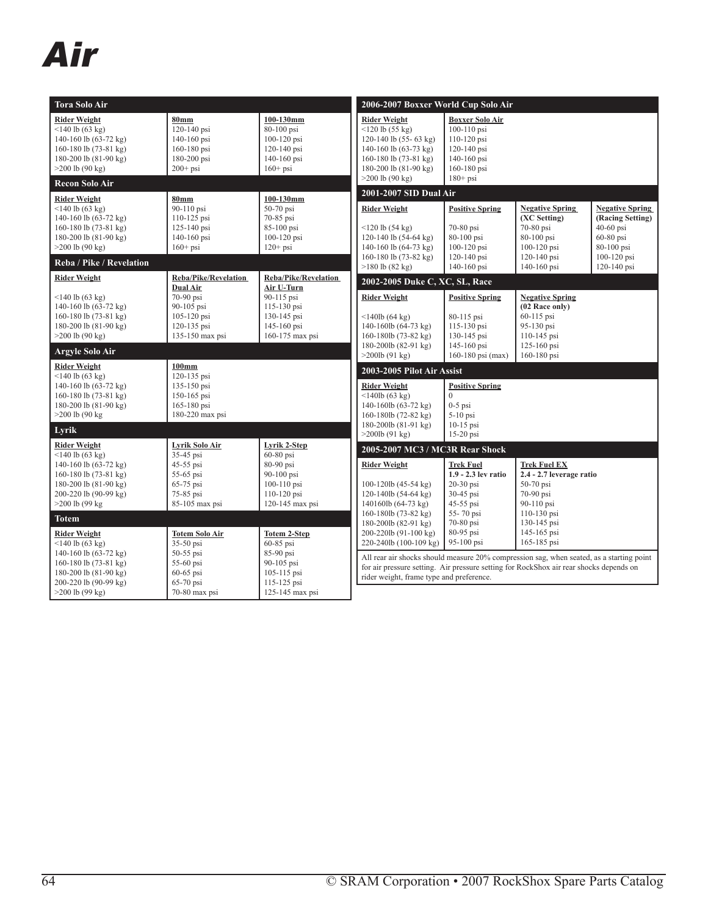# Air

## Tora Solo Air

| Rider Weight | 80mm | 100-130mm |
|---|---|---|
| <140 lb (63 kg) | 120-140 psi | 80-100 psi |
| 140-160 lb (63-72 kg) | 140-160 psi | 100-120 psi |
| 160-180 lb (73-81 kg) | 160-180 psi | 120-140 psi |
| 180-200 lb (81-90 kg) | 180-200 psi | 140-160 psi |
| >200 lb (90 kg) | 200+ psi | 160+ psi |

## Recon Solo Air

| Rider Weight | 80mm | 100-130mm |
|---|---|---|
| <140 lb (63 kg) | 90-110 psi | 50-70 psi |
| 140-160 lb (63-72 kg) | 110-125 psi | 70-85 psi |
| 160-180 lb (73-81 kg) | 125-140 psi | 85-100 psi |
| 180-200 lb (81-90 kg) | 140-160 psi | 100-120 psi |
| >200 lb (90 kg) | 160+ psi | 120+ psi |

## Reba / Pike / Revelation

| Rider Weight | Reba/Pike/Revelation Dual Air | Reba/Pike/Revelation Air U-Turn |
|---|---|---|
| <140 lb (63 kg) | 70-90 psi | 90-115 psi |
| 140-160 lb (63-72 kg) | 90-105 psi | 115-130 psi |
| 160-180 lb (73-81 kg) | 105-120 psi | 130-145 psi |
| 180-200 lb (81-90 kg) | 120-135 psi | 145-160 psi |
| >200 lb (90 kg) | 135-150 max psi | 160-175 max psi |

## Argyle Solo Air

| Rider Weight | 100mm |
|---|---|
| <140 lb (63 kg) | 120-135 psi |
| 140-160 lb (63-72 kg) | 135-150 psi |
| 160-180 lb (73-81 kg) | 150-165 psi |
| 180-200 lb (81-90 kg) | 165-180 psi |
| >200 lb (90 kg | 180-220 max psi |

## Lyrik

| Rider Weight | Lyrik Solo Air | Lyrik 2-Step |
|---|---|---|
| <140 lb (63 kg) | 35-45 psi | 60-80 psi |
| 140-160 lb (63-72 kg) | 45-55 psi | 80-90 psi |
| 160-180 lb (73-81 kg) | 55-65 psi | 90-100 psi |
| 180-200 lb (81-90 kg) | 65-75 psi | 100-110 psi |
| 200-220 lb (90-99 kg) | 75-85 psi | 110-120 psi |
| >200 lb (99 kg | 85-105 max psi | 120-145 max psi |

## Totem

| Rider Weight | Totem Solo Air | Totem 2-Step |
|---|---|---|
| <140 lb (63 kg) | 35-50 psi | 60-85 psi |
| 140-160 lb (63-72 kg) | 50-55 psi | 85-90 psi |
| 160-180 lb (73-81 kg) | 55-60 psi | 90-105 psi |
| 180-200 lb (81-90 kg) | 60-65 psi | 105-115 psi |
| 200-220 lb (90-99 kg) | 65-70 psi | 115-125 psi |
| >200 lb (99 kg) | 70-80 max psi | 125-145 max psi |

## 2006-2007 Boxxer World Cup Solo Air

| Rider Weight | Boxxer Solo Air |
|---|---|
| <120 lb (55 kg) | 100-110 psi |
| 120-140 lb (55- 63 kg) | 110-120 psi |
| 140-160 lb (63-73 kg) | 120-140 psi |
| 160-180 lb (73-81 kg) | 140-160 psi |
| 180-200 lb (81-90 kg) | 160-180 psi |
| >200 lb (90 kg) | 180+ psi |

## 2001-2007 SID Dual Air

| Rider Weight | Positive Spring | Negative Spring (XC Setting) | Negative Spring (Racing Setting) |
|---|---|---|---|
| <120 lb (54 kg) | 70-80 psi | 70-80 psi | 40-60 psi |
| 120-140 lb (54-64 kg) | 80-100 psi | 80-100 psi | 60-80 psi |
| 140-160 lb (64-73 kg) | 100-120 psi | 100-120 psi | 80-100 psi |
| 160-180 lb (73-82 kg) | 120-140 psi | 120-140 psi | 100-120 psi |
| >180 lb (82 kg) | 140-160 psi | 140-160 psi | 120-140 psi |

## 2002-2005 Duke C, XC, SL, Race

| Rider Weight | Positive Spring | Negative Spring (02 Race only) |
|---|---|---|
| <140lb (64 kg) | 80-115 psi | 60-115 psi |
| 140-160lb (64-73 kg) | 115-130 psi | 95-130 psi |
| 160-180lb (73-82 kg) | 130-145 psi | 110-145 psi |
| 180-200lb (82-91 kg) | 145-160 psi | 125-160 psi |
| >200lb (91 kg) | 160-180 psi (max) | 160-180 psi |

## 2003-2005 Pilot Air Assist

| Rider Weight | Positive Spring |
|---|---|
| <140lb (63 kg) | 0 |
| 140-160lb (63-72 kg) | 0-5 psi |
| 160-180lb (72-82 kg) | 5-10 psi |
| 180-200lb (81-91 kg) | 10-15 psi |
| >200lb (91 kg) | 15-20 psi |

## 2005-2007 MC3 / MC3R Rear Shock

| Rider Weight | Trek Fuel 1.9 - 2.3 lev ratio | Trek Fuel EX 2.4 - 2.7 leverage ratio |
|---|---|---|
| 100-120lb (45-54 kg) | 20-30 psi | 50-70 psi |
| 120-140lb (54-64 kg) | 30-45 psi | 70-90 psi |
| 140160lb (64-73 kg) | 45-55 psi | 90-110 psi |
| 160-180lb (73-82 kg) | 55- 70 psi | 110-130 psi |
| 180-200lb (82-91 kg) | 70-80 psi | 130-145 psi |
| 200-220lb (91-100 kg) | 80-95 psi | 145-165 psi |
| 220-240lb (100-109 kg) | 95-100 psi | 165-185 psi |

All rear air shocks should measure 20% compression sag, when seated, as a starting point for air pressure setting. Air pressure setting for RockShox air rear shocks depends on rider weight, frame type and preference.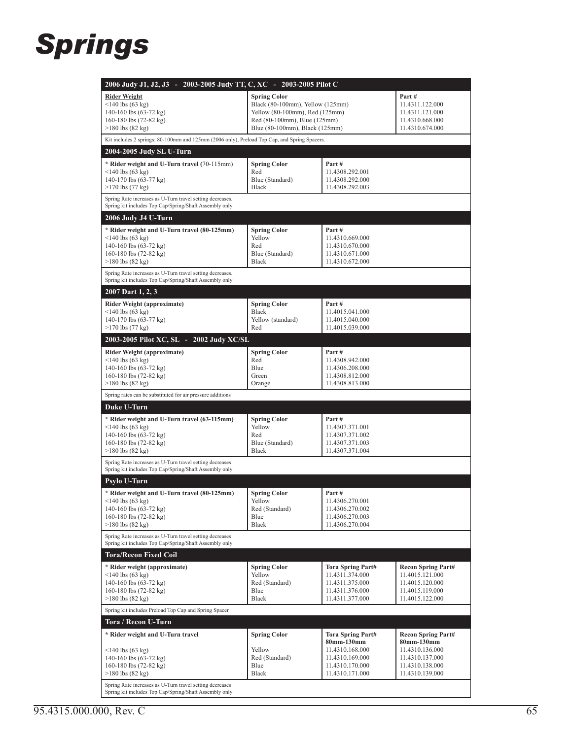# Springs

| 2006 Judy J1, J2, J3 - 2003-2005 Judy TT, C, XC - 2003-2005 Pilot C | | |
|---|---|---|
| **Rider Weight** | **Spring Color** | **Part #** |
| <140 lbs (63 kg) | Black (80-100mm), Yellow (125mm) | 11.4311.122.000 |
| 140-160 lbs (63-72 kg) | Yellow (80-100mm), Red (125mm) | 11.4311.121.000 |
| 160-180 lbs (72-82 kg) | Red (80-100mm), Blue (125mm) | 11.4310.668.000 |
| >180 lbs (82 kg) | Blue (80-100mm), Black (125mm) | 11.4310.674.000 |
| Kit includes 2 springs: 80-100mm and 125mm (2006 only), Preload Top Cap, and Spring Spacers. | | |

| 2004-2005 Judy SL U-Turn | | |
|---|---|---|
| **\* Rider weight and U-Turn travel (**70-115mm) | **Spring Color** | **Part #** |
| <140 lbs (63 kg) | Red | 11.4308.292.001 |
| 140-170 lbs (63-77 kg) | Blue (Standard) | 11.4308.292.000 |
| >170 lbs (77 kg) | Black | 11.4308.292.003 |
| Spring Rate increases as U-Turn travel setting decreases. Spring kit includes Top Cap/Spring/Shaft Assembly only | | |

| 2006 Judy J4 U-Turn | | |
|---|---|---|
| **\* Rider weight and U-Turn travel (80-125mm)** | **Spring Color** | **Part #** |
| <140 lbs (63 kg) | Yellow | 11.4310.669.000 |
| 140-160 lbs (63-72 kg) | Red | 11.4310.670.000 |
| 160-180 lbs (72-82 kg) | Blue (Standard) | 11.4310.671.000 |
| >180 lbs (82 kg) | Black | 11.4310.672.000 |
| Spring Rate increases as U-Turn travel setting decreases. Spring kit includes Top Cap/Spring/Shaft Assembly only | | |

| 2007 Dart 1, 2, 3 | | |
|---|---|---|
| **Rider Weight (approximate)** | **Spring Color** | **Part #** |
| <140 lbs (63 kg) | Black | 11.4015.041.000 |
| 140-170 lbs (63-77 kg) | Yellow (standard) | 11.4015.040.000 |
| >170 lbs (77 kg) | Red | 11.4015.039.000 |

| 2003-2005 Pilot XC, SL - 2002 Judy XC/SL | | |
|---|---|---|
| **Rider Weight (approximate)** | **Spring Color** | **Part #** |
| <140 lbs (63 kg) | Red | 11.4308.942.000 |
| 140-160 lbs (63-72 kg) | Blue | 11.4306.208.000 |
| 160-180 lbs (72-82 kg) | Green | 11.4308.812.000 |
| >180 lbs (82 kg) | Orange | 11.4308.813.000 |
| Spring rates can be substituted for air pressure additions | | |

| Duke U-Turn | | |
|---|---|---|
| **\* Rider weight and U-Turn travel (63-115mm)** | **Spring Color** | **Part #** |
| <140 lbs (63 kg) | Yellow | 11.4307.371.001 |
| 140-160 lbs (63-72 kg) | Red | 11.4307.371.002 |
| 160-180 lbs (72-82 kg) | Blue (Standard) | 11.4307.371.003 |
| >180 lbs (82 kg) | Black | 11.4307.371.004 |
| Spring Rate increases as U-Turn travel setting decreases Spring kit includes Top Cap/Spring/Shaft Assembly only | | |

| Psylo U-Turn | | |
|---|---|---|
| **\* Rider weight and U-Turn travel (80-125mm)** | **Spring Color** | **Part #** |
| <140 lbs (63 kg) | Yellow | 11.4306.270.001 |
| 140-160 lbs (63-72 kg) | Red (Standard) | 11.4306.270.002 |
| 160-180 lbs (72-82 kg) | Blue | 11.4306.270.003 |
| >180 lbs (82 kg) | Black | 11.4306.270.004 |
| Spring Rate increases as U-Turn travel setting decreases Spring kit includes Top Cap/Spring/Shaft Assembly only | | |

| Tora/Recon Fixed Coil | | | |
|---|---|---|---|
| **\* Rider weight (approximate)** | **Spring Color** | **Tora Spring Part#** | **Recon Spring Part#** |
| <140 lbs (63 kg) | Yellow | 11.4311.374.000 | 11.4015.121.000 |
| 140-160 lbs (63-72 kg) | Red (Standard) | 11.4311.375.000 | 11.4015.120.000 |
| 160-180 lbs (72-82 kg) | Blue | 11.4311.376.000 | 11.4015.119.000 |
| >180 lbs (82 kg) | Black | 11.4311.377.000 | 11.4015.122.000 |
| Spring kit includes Preload Top Cap and Spring Spacer | | | |

| Tora / Recon U-Turn | | | |
|---|---|---|---|
| **\* Rider weight and U-Turn travel** | **Spring Color** | **Tora Spring Part# 80mm-130mm** | **Recon Spring Part# 80mm-130mm** |
| <140 lbs (63 kg) | Yellow | 11.4310.168.000 | 11.4310.136.000 |
| 140-160 lbs (63-72 kg) | Red (Standard) | 11.4310.169.000 | 11.4310.137.000 |
| 160-180 lbs (72-82 kg) | Blue | 11.4310.170.000 | 11.4310.138.000 |
| >180 lbs (82 kg) | Black | 11.4310.171.000 | 11.4310.139.000 |
| Spring Rate increases as U-Turn travel setting decreases Spring kit includes Top Cap/Spring/Shaft Assembly only | | | |

95.4315.000.000, Rev. C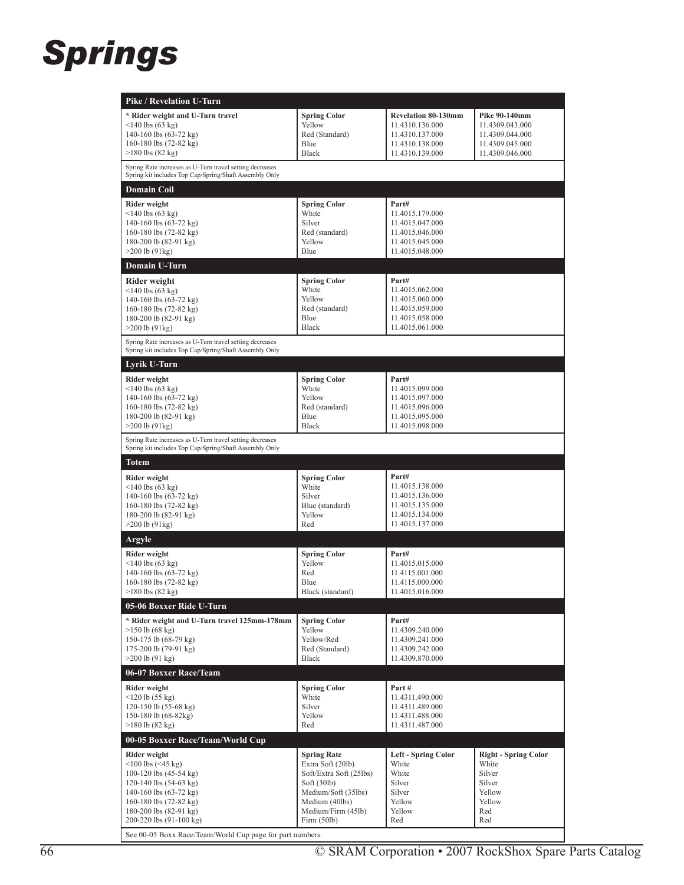# Springs

## Pike / Revelation U-Turn

| * Rider weight and U-Turn travel | Spring Color | Revelation 80-130mm | Pike 90-140mm |
|---|---|---|---|
| <140 lbs (63 kg) | Yellow | 11.4310.136.000 | 11.4309.043.000 |
| 140-160 lbs (63-72 kg) | Red (Standard) | 11.4310.137.000 | 11.4309.044.000 |
| 160-180 lbs (72-82 kg) | Blue | 11.4310.138.000 | 11.4309.045.000 |
| >180 lbs (82 kg) | Black | 11.4310.139.000 | 11.4309.046.000 |

Spring Rate increases as U-Turn travel setting decreases
Spring kit includes Top Cap/Spring/Shaft Assembly Only

## Domain Coil

| Rider weight | Spring Color | Part# |
|---|---|---|
| <140 lbs (63 kg) | White | 11.4015.179.000 |
| 140-160 lbs (63-72 kg) | Silver | 11.4015.047.000 |
| 160-180 lbs (72-82 kg) | Red (standard) | 11.4015.046.000 |
| 180-200 lb (82-91 kg) | Yellow | 11.4015.045.000 |
| >200 lb (91kg) | Blue | 11.4015.048.000 |

## Domain U-Turn

| Rider weight | Spring Color | Part# |
|---|---|---|
| <140 lbs (63 kg) | White | 11.4015.062.000 |
| 140-160 lbs (63-72 kg) | Yellow | 11.4015.060.000 |
| 160-180 lbs (72-82 kg) | Red (standard) | 11.4015.059.000 |
| 180-200 lb (82-91 kg) | Blue | 11.4015.058.000 |
| >200 lb (91kg) | Black | 11.4015.061.000 |

Spring Rate increases as U-Turn travel setting decreases
Spring kit includes Top Cap/Spring/Shaft Assembly Only

## Lyrik U-Turn

| Rider weight | Spring Color | Part# |
|---|---|---|
| <140 lbs (63 kg) | White | 11.4015.099.000 |
| 140-160 lbs (63-72 kg) | Yellow | 11.4015.097.000 |
| 160-180 lbs (72-82 kg) | Red (standard) | 11.4015.096.000 |
| 180-200 lb (82-91 kg) | Blue | 11.4015.095.000 |
| >200 lb (91kg) | Black | 11.4015.098.000 |

Spring Rate increases as U-Turn travel setting decreases
Spring kit includes Top Cap/Spring/Shaft Assembly Only

## Totem

| Rider weight | Spring Color | Part# |
|---|---|---|
| <140 lbs (63 kg) | White | 11.4015.138.000 |
| 140-160 lbs (63-72 kg) | Silver | 11.4015.136.000 |
| 160-180 lbs (72-82 kg) | Blue (standard) | 11.4015.135.000 |
| 180-200 lb (82-91 kg) | Yellow | 11.4015.134.000 |
| >200 lb (91kg) | Red | 11.4015.137.000 |

## Argyle

| Rider weight | Spring Color | Part# |
|---|---|---|
| <140 lbs (63 kg) | Yellow | 11.4015.015.000 |
| 140-160 lbs (63-72 kg) | Red | 11.4115.001.000 |
| 160-180 lbs (72-82 kg) | Blue | 11.4115.000.000 |
| >180 lbs (82 kg) | Black (standard) | 11.4015.016.000 |

## 05-06 Boxxer Ride U-Turn

| * Rider weight and U-Turn travel 125mm-178mm | Spring Color | Part# |
|---|---|---|
| >150 lb (68 kg) | Yellow | 11.4309.240.000 |
| 150-175 lb (68-79 kg) | Yellow/Red | 11.4309.241.000 |
| 175-200 lb (79-91 kg) | Red (Standard) | 11.4309.242.000 |
| >200 lb (91 kg) | Black | 11.4309.870.000 |

## 06-07 Boxxer Race/Team

| Rider weight | Spring Color | Part # |
|---|---|---|
| <120 lb (55 kg) | White | 11.4311.490.000 |
| 120-150 lb (55-68 kg) | Silver | 11.4311.489.000 |
| 150-180 lb (68-82kg) | Yellow | 11.4311.488.000 |
| >180 lb (82 kg) | Red | 11.4311.487.000 |

## 00-05 Boxxer Race/Team/World Cup

| Rider weight | Spring Rate | Left - Spring Color | Right - Spring Color |
|---|---|---|---|
| <100 lbs (<45 kg) | Extra Soft (20lb) | White | White |
| 100-120 lbs (45-54 kg) | Soft/Extra Soft (25lbs) | White | Silver |
| 120-140 lbs (54-63 kg) | Soft (30lb) | Silver | Silver |
| 140-160 lbs (63-72 kg) | Medium/Soft (35lbs) | Silver | Yellow |
| 160-180 lbs (72-82 kg) | Medium (40lbs) | Yellow | Yellow |
| 180-200 lbs (82-91 kg) | Medium/Firm (45lb) | Yellow | Red |
| 200-220 lbs (91-100 kg) | Firm (50lb) | Red | Red |

See 00-05 Boxx Race/Team/World Cup page for part numbers.

© SRAM Corporation • 2007 RockShox Spare Parts Catalog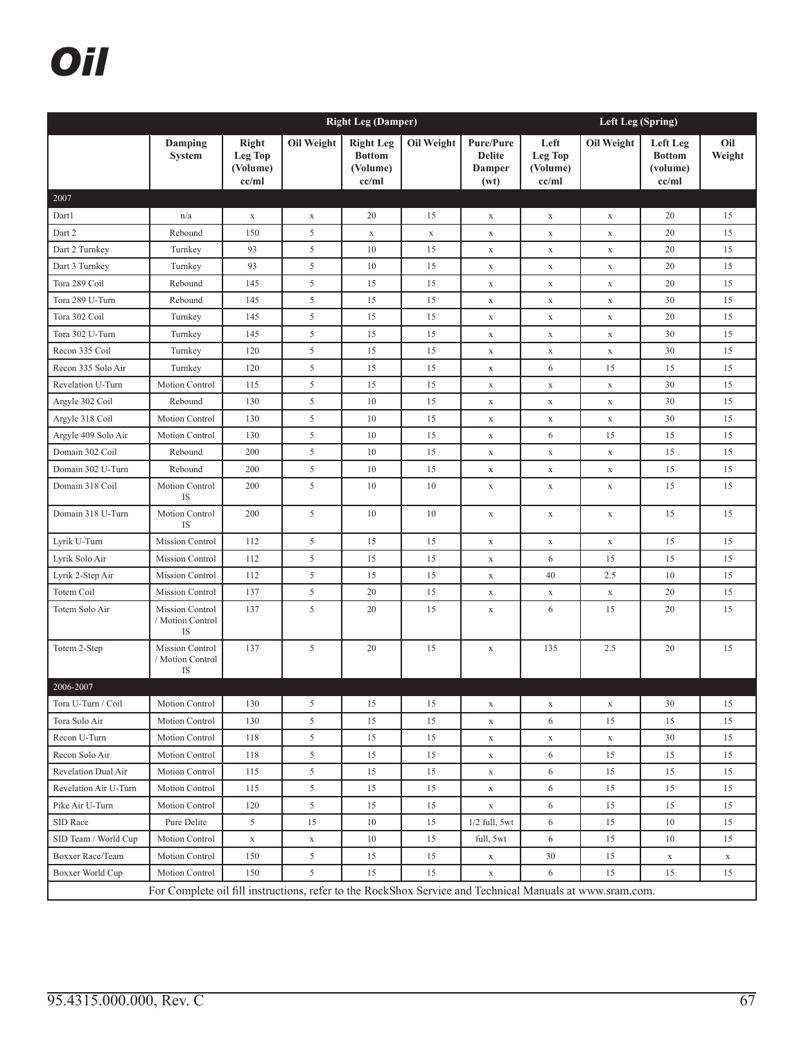# Oil

| | | Right Leg (Damper) | | | | | Left Leg (Spring) | | | |
|---|---|---|---|---|---|---|---|---|---|---|
| | Damping System | Right Leg Top (Volume) cc/ml | Oil Weight | Right Leg Bottom (Volume) cc/ml | Oil Weight | Pure/Pure Delite Damper (wt) | Left Leg Top (Volume) cc/ml | Oil Weight | Left Leg Bottom (volume) cc/ml | Oil Weight |
| 2007 | | | | | | | | | | |
| Dart1 | n/a | x | x | 20 | 15 | x | x | x | 20 | 15 |
| Dart 2 | Rebound | 150 | 5 | x | x | x | x | x | 20 | 15 |
| Dart 2 Turnkey | Turnkey | 93 | 5 | 10 | 15 | x | x | x | 20 | 15 |
| Dart 3 Turnkey | Turnkey | 93 | 5 | 10 | 15 | x | x | x | 20 | 15 |
| Tora 289 Coil | Rebound | 145 | 5 | 15 | 15 | x | x | x | 20 | 15 |
| Tora 289 U-Turn | Rebound | 145 | 5 | 15 | 15 | x | x | x | 30 | 15 |
| Tora 302 Coil | Turnkey | 145 | 5 | 15 | 15 | x | x | x | 20 | 15 |
| Tora 302 U-Turn | Turnkey | 145 | 5 | 15 | 15 | x | x | x | 30 | 15 |
| Recon 335 Coil | Turnkey | 120 | 5 | 15 | 15 | x | x | x | 30 | 15 |
| Recon 335 Solo Air | Turnkey | 120 | 5 | 15 | 15 | x | 6 | 15 | 15 | 15 |
| Revelation U-Turn | Motion Control | 115 | 5 | 15 | 15 | x | x | x | 30 | 15 |
| Argyle 302 Coil | Rebound | 130 | 5 | 10 | 15 | x | x | x | 30 | 15 |
| Argyle 318 Coil | Motion Control | 130 | 5 | 10 | 15 | x | x | x | 30 | 15 |
| Argyle 409 Solo Air | Motion Control | 130 | 5 | 10 | 15 | x | 6 | 15 | 15 | 15 |
| Domain 302 Coil | Rebound | 200 | 5 | 10 | 15 | x | x | x | 15 | 15 |
| Domain 302 U-Turn | Rebound | 200 | 5 | 10 | 15 | x | x | x | 15 | 15 |
| Domain 318 Coil | Motion Control IS | 200 | 5 | 10 | 10 | x | x | x | 15 | 15 |
| Domain 318 U-Turn | Motion Control IS | 200 | 5 | 10 | 10 | x | x | x | 15 | 15 |
| Lyrik U-Turn | Mission Control | 112 | 5 | 15 | 15 | x | x | x | 15 | 15 |
| Lyrik Solo Air | Mission Control | 112 | 5 | 15 | 15 | x | 6 | 15 | 15 | 15 |
| Lyrik 2-Step Air | Mission Control | 112 | 5 | 15 | 15 | x | 40 | 2.5 | 10 | 15 |
| Totem Coil | Mission Control | 137 | 5 | 20 | 15 | x | x | x | 20 | 15 |
| Totem Solo Air | Mission Control / Motion Control IS | 137 | 5 | 20 | 15 | x | 6 | 15 | 20 | 15 |
| Totem 2-Step | Mission Control / Motion Control IS | 137 | 5 | 20 | 15 | x | 135 | 2.5 | 20 | 15 |
| 2006-2007 | | | | | | | | | | |
| Tora U-Turn / Coil | Motion Control | 130 | 5 | 15 | 15 | x | x | x | 30 | 15 |
| Tora Solo Air | Motion Control | 130 | 5 | 15 | 15 | x | 6 | 15 | 15 | 15 |
| Recon U-Turn | Motion Control | 118 | 5 | 15 | 15 | x | x | x | 30 | 15 |
| Recon Solo Air | Motion Control | 118 | 5 | 15 | 15 | x | 6 | 15 | 15 | 15 |
| Revelation Dual Air | Motion Control | 115 | 5 | 15 | 15 | x | 6 | 15 | 15 | 15 |
| Revelation Air U-Turn | Motion Control | 115 | 5 | 15 | 15 | x | 6 | 15 | 15 | 15 |
| Pike Air U-Turn | Motion Control | 120 | 5 | 15 | 15 | x | 6 | 15 | 15 | 15 |
| SID Race | Pure Delite | 5 | 15 | 10 | 15 | 1/2 full, 5wt | 6 | 15 | 10 | 15 |
| SID Team / World Cup | Motion Control | x | x | 10 | 15 | full, 5wt | 6 | 15 | 10 | 15 |
| Boxxer Race/Team | Motion Control | 150 | 5 | 15 | 15 | x | 30 | 15 | x | x |
| Boxxer World Cup | Motion Control | 150 | 5 | 15 | 15 | x | 6 | 15 | 15 | 15 |

For Complete oil fill instructions, refer to the RockShox Service and Technical Manuals at www.sram.com.

95.4315.000.000, Rev. C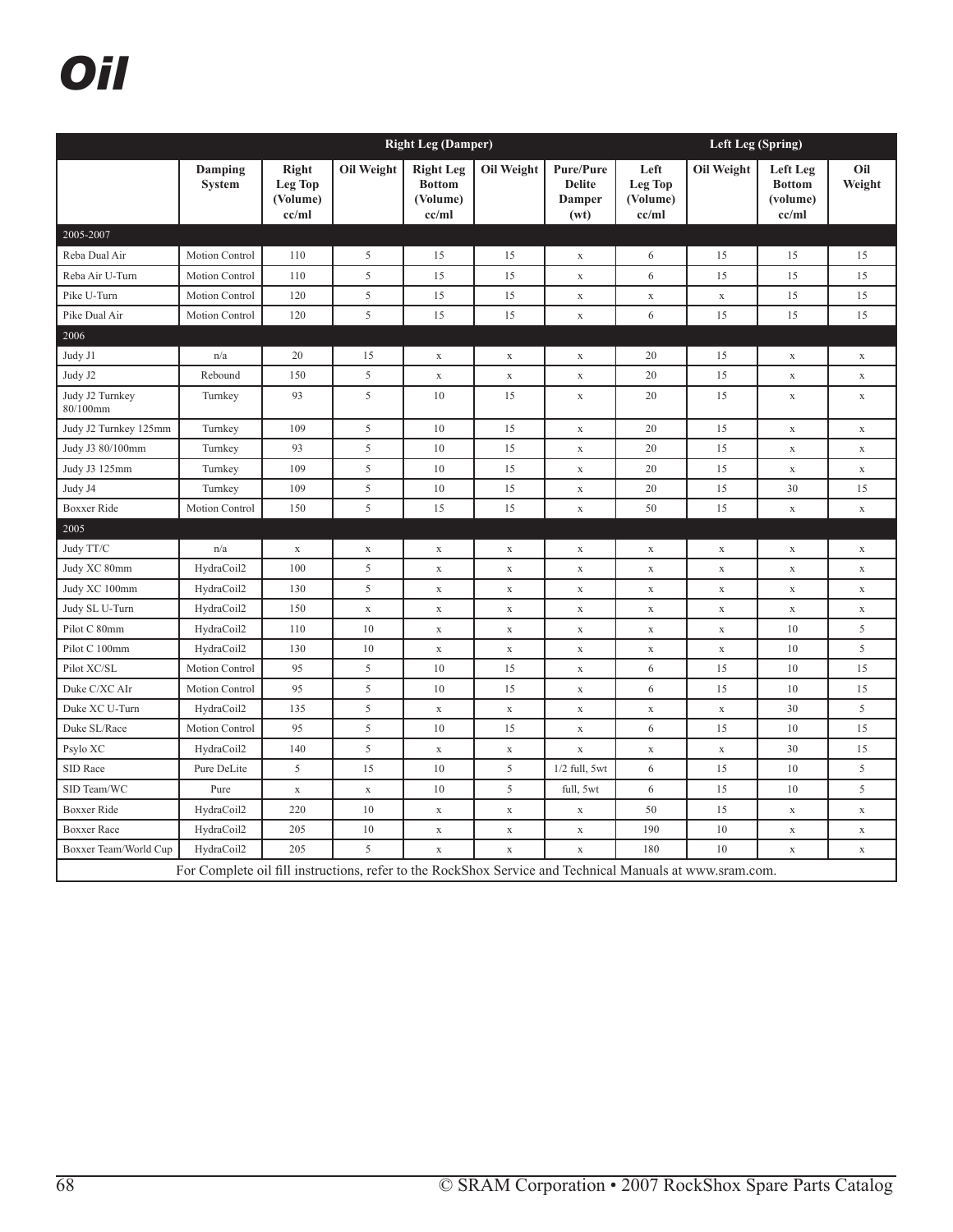# Oil

| | | Right Leg (Damper) | | | | | Left Leg (Spring) | | | |
|---|---|---|---|---|---|---|---|---|---|---|
| | **Damping System** | **Right Leg Top (Volume) cc/ml** | **Oil Weight** | **Right Leg Bottom (Volume) cc/ml** | **Oil Weight** | **Pure/Pure Delite Damper (wt)** | **Left Leg Top (Volume) cc/ml** | **Oil Weight** | **Left Leg Bottom (volume) cc/ml** | **Oil Weight** |
| 2005-2007 | | | | | | | | | | |
| Reba Dual Air | Motion Control | 110 | 5 | 15 | 15 | x | 6 | 15 | 15 | 15 |
| Reba Air U-Turn | Motion Control | 110 | 5 | 15 | 15 | x | 6 | 15 | 15 | 15 |
| Pike U-Turn | Motion Control | 120 | 5 | 15 | 15 | x | x | x | 15 | 15 |
| Pike Dual Air | Motion Control | 120 | 5 | 15 | 15 | x | 6 | 15 | 15 | 15 |
| 2006 | | | | | | | | | | |
| Judy J1 | n/a | 20 | 15 | x | x | x | 20 | 15 | x | x |
| Judy J2 | Rebound | 150 | 5 | x | x | x | 20 | 15 | x | x |
| Judy J2 Turnkey 80/100mm | Turnkey | 93 | 5 | 10 | 15 | x | 20 | 15 | x | x |
| Judy J2 Turnkey 125mm | Turnkey | 109 | 5 | 10 | 15 | x | 20 | 15 | x | x |
| Judy J3 80/100mm | Turnkey | 93 | 5 | 10 | 15 | x | 20 | 15 | x | x |
| Judy J3 125mm | Turnkey | 109 | 5 | 10 | 15 | x | 20 | 15 | x | x |
| Judy J4 | Turnkey | 109 | 5 | 10 | 15 | x | 20 | 15 | 30 | 15 |
| Boxxer Ride | Motion Control | 150 | 5 | 15 | 15 | x | 50 | 15 | x | x |
| 2005 | | | | | | | | | | |
| Judy TT/C | n/a | x | x | x | x | x | x | x | x | x |
| Judy XC 80mm | HydraCoil2 | 100 | 5 | x | x | x | x | x | x | x |
| Judy XC 100mm | HydraCoil2 | 130 | 5 | x | x | x | x | x | x | x |
| Judy SL U-Turn | HydraCoil2 | 150 | x | x | x | x | x | x | x | x |
| Pilot C 80mm | HydraCoil2 | 110 | 10 | x | x | x | x | x | 10 | 5 |
| Pilot C 100mm | HydraCoil2 | 130 | 10 | x | x | x | x | x | 10 | 5 |
| Pilot XC/SL | Motion Control | 95 | 5 | 10 | 15 | x | 6 | 15 | 10 | 15 |
| Duke C/XC AIr | Motion Control | 95 | 5 | 10 | 15 | x | 6 | 15 | 10 | 15 |
| Duke XC U-Turn | HydraCoil2 | 135 | 5 | x | x | x | x | x | 30 | 5 |
| Duke SL/Race | Motion Control | 95 | 5 | 10 | 15 | x | 6 | 15 | 10 | 15 |
| Psylo XC | HydraCoil2 | 140 | 5 | x | x | x | x | x | 30 | 15 |
| SID Race | Pure DeLite | 5 | 15 | 10 | 5 | 1/2 full, 5wt | 6 | 15 | 10 | 5 |
| SID Team/WC | Pure | x | x | 10 | 5 | full, 5wt | 6 | 15 | 10 | 5 |
| Boxxer Ride | HydraCoil2 | 220 | 10 | x | x | x | 50 | 15 | x | x |
| Boxxer Race | HydraCoil2 | 205 | 10 | x | x | x | 190 | 10 | x | x |
| Boxxer Team/World Cup | HydraCoil2 | 205 | 5 | x | x | x | 180 | 10 | x | x |

For Complete oil fill instructions, refer to the RockShox Service and Technical Manuals at www.sram.com.

© SRAM Corporation • 2007 RockShox Spare Parts Catalog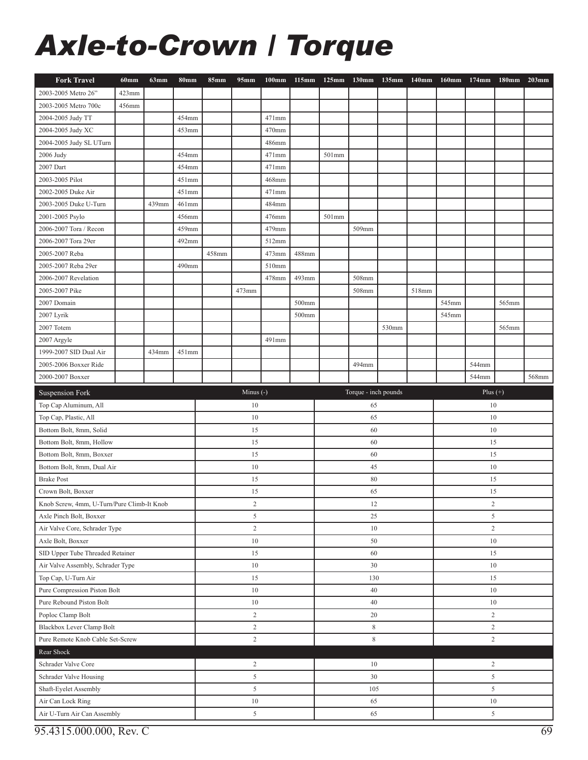# Axle-to-Crown / Torque

| Fork Travel | 60mm | 63mm | 80mm | 85mm | 95mm | 100mm | 115mm | 125mm | 130mm | 135mm | 140mm | 160mm | 174mm | 180mm | 203mm |
|---|---|---|---|---|---|---|---|---|---|---|---|---|---|---|---|
| 2003-2005 Metro 26" | 423mm | | | | | | | | | | | | | | |
| 2003-2005 Metro 700c | 456mm | | | | | | | | | | | | | | |
| 2004-2005 Judy TT | | | 454mm | | | 471mm | | | | | | | | | |
| 2004-2005 Judy XC | | | 453mm | | | 470mm | | | | | | | | | |
| 2004-2005 Judy SL UTurn | | | | | | 486mm | | | | | | | | | |
| 2006 Judy | | | 454mm | | | 471mm | | 501mm | | | | | | | |
| 2007 Dart | | | 454mm | | | 471mm | | | | | | | | | |
| 2003-2005 Pilot | | | 451mm | | | 468mm | | | | | | | | | |
| 2002-2005 Duke Air | | | 451mm | | | 471mm | | | | | | | | | |
| 2003-2005 Duke U-Turn | | 439mm | 461mm | | | 484mm | | | | | | | | | |
| 2001-2005 Psylo | | | 456mm | | | 476mm | | 501mm | | | | | | | |
| 2006-2007 Tora / Recon | | | 459mm | | | 479mm | | | 509mm | | | | | | |
| 2006-2007 Tora 29er | | | 492mm | | | 512mm | | | | | | | | | |
| 2005-2007 Reba | | | | 458mm | | 473mm | 488mm | | | | | | | | |
| 2005-2007 Reba 29er | | | 490mm | | | 510mm | | | | | | | | | |
| 2006-2007 Revelation | | | | | | 478mm | 493mm | | 508mm | | | | | | |
| 2005-2007 Pike | | | | | 473mm | | | | 508mm | | 518mm | | | | |
| 2007 Domain | | | | | | | 500mm | | | | | 545mm | | 565mm | |
| 2007 Lyrik | | | | | | | 500mm | | | | | 545mm | | | |
| 2007 Totem | | | | | | | | | | 530mm | | | | 565mm | |
| 2007 Argyle | | | | | | 491mm | | | | | | | | | |
| 1999-2007 SID Dual Air | | 434mm | 451mm | | | | | | | | | | | | |
| 2005-2006 Boxxer Ride | | | | | | | | | 494mm | | | | 544mm | | |
| 2000-2007 Boxxer | | | | | | | | | | | | | 544mm | | 568mm |

| Suspension Fork | Minus (-) | Torque - inch pounds | Plus (+) |
|---|---|---|---|
| Top Cap Aluminum, All | 10 | 65 | 10 |
| Top Cap, Plastic, All | 10 | 65 | 10 |
| Bottom Bolt, 8mm, Solid | 15 | 60 | 10 |
| Bottom Bolt, 8mm, Hollow | 15 | 60 | 15 |
| Bottom Bolt, 8mm, Boxxer | 15 | 60 | 15 |
| Bottom Bolt, 8mm, Dual Air | 10 | 45 | 10 |
| Brake Post | 15 | 80 | 15 |
| Crown Bolt, Boxxer | 15 | 65 | 15 |
| Knob Screw, 4mm, U-Turn/Pure Climb-It Knob | 2 | 12 | 2 |
| Axle Pinch Bolt, Boxxer | 5 | 25 | 5 |
| Air Valve Core, Schrader Type | 2 | 10 | 2 |
| Axle Bolt, Boxxer | 10 | 50 | 10 |
| SID Upper Tube Threaded Retainer | 15 | 60 | 15 |
| Air Valve Assembly, Schrader Type | 10 | 30 | 10 |
| Top Cap, U-Turn Air | 15 | 130 | 15 |
| Pure Compression Piston Bolt | 10 | 40 | 10 |
| Pure Rebound Piston Bolt | 10 | 40 | 10 |
| Poploc Clamp Bolt | 2 | 20 | 2 |
| Blackbox Lever Clamp Bolt | 2 | 8 | 2 |
| Pure Remote Knob Cable Set-Screw | 2 | 8 | 2 |
| **Rear Shock** | | | |
| Schrader Valve Core | 2 | 10 | 2 |
| Schrader Valve Housing | 5 | 30 | 5 |
| Shaft-Eyelet Assembly | 5 | 105 | 5 |
| Air Can Lock Ring | 10 | 65 | 10 |
| Air U-Turn Air Can Assembly | 5 | 65 | 5 |

95.4315.000.000, Rev. C